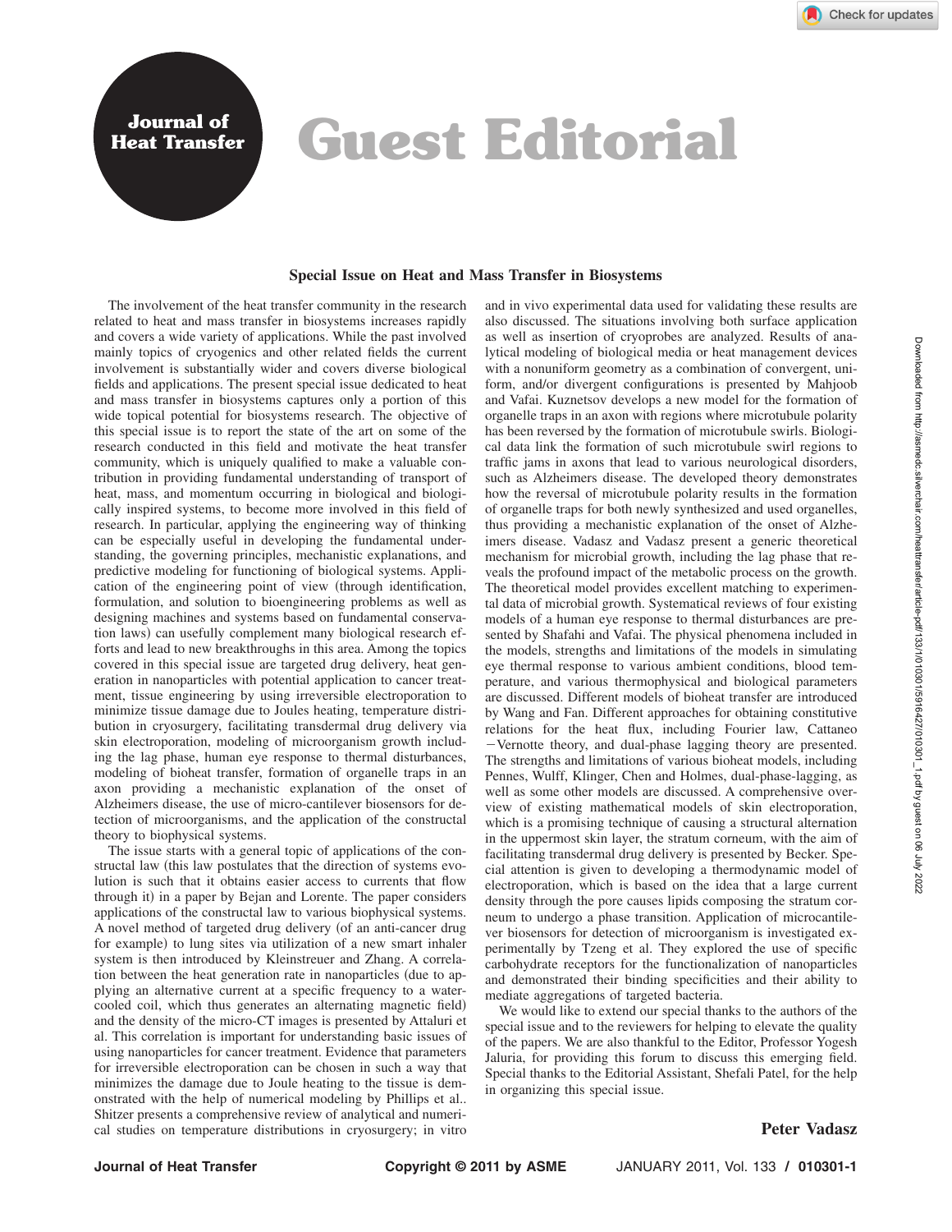# Guest Editorial

## Special Issue on Heat and Mass Transfer in Biosystems

The involvement of the heat transfer community in the research related to heat and mass transfer in biosystems increases rapidly and covers a wide variety of applications. While the past involved mainly topics of cryogenics and other related fields the current involvement is substantially wider and covers diverse biological fields and applications. The present special issue dedicated to heat and mass transfer in biosystems captures only a portion of this wide topical potential for biosystems research. The objective of this special issue is to report the state of the art on some of the research conducted in this field and motivate the heat transfer community, which is uniquely qualified to make a valuable contribution in providing fundamental understanding of transport of heat, mass, and momentum occurring in biological and biologically inspired systems, to become more involved in this field of research. In particular, applying the engineering way of thinking can be especially useful in developing the fundamental understanding, the governing principles, mechanistic explanations, and predictive modeling for functioning of biological systems. Application of the engineering point of view (through identification, formulation, and solution to bioengineering problems as well as designing machines and systems based on fundamental conservation laws) can usefully complement many biological research efforts and lead to new breakthroughs in this area. Among the topics covered in this special issue are targeted drug delivery, heat generation in nanoparticles with potential application to cancer treatment, tissue engineering by using irreversible electroporation to minimize tissue damage due to Joules heating, temperature distribution in cryosurgery, facilitating transdermal drug delivery via skin electroporation, modeling of microorganism growth including the lag phase, human eye response to thermal disturbances, modeling of bioheat transfer, formation of organelle traps in an axon providing a mechanistic explanation of the onset of Alzheimers disease, the use of micro-cantilever biosensors for detection of microorganisms, and the application of the constructal theory to biophysical systems.

The issue starts with a general topic of applications of the constructal law (this law postulates that the direction of systems evolution is such that it obtains easier access to currents that flow through it) in a paper by Bejan and Lorente. The paper considers applications of the constructal law to various biophysical systems. A novel method of targeted drug delivery (of an anti-cancer drug for example) to lung sites via utilization of a new smart inhaler system is then introduced by Kleinstreuer and Zhang. A correlation between the heat generation rate in nanoparticles (due to applying an alternative current at a specific frequency to a water-cooled coil, which thus generates an alternating magnetic field) and the density of the micro-CT images is presented by Attaluri et al. This correlation is important for understanding basic issues of using nanoparticles for cancer treatment. Evidence that parameters for irreversible electroporation can be chosen in such a way that minimizes the damage due to Joule heating to the tissue is demonstrated with the help of numerical modeling by Phillips et al.. Shitzer presents a comprehensive review of analytical and numerical studies on temperature distributions in cryosurgery; in vitro and in vivo experimental data used for validating these results are also discussed. The situations involving both surface application as well as insertion of cryoprobes are analyzed. Results of analytical modeling of biological media or heat management devices with a nonuniform geometry as a combination of convergent, uniform, and/or divergent configurations is presented by Mahjoob and Vafai. Kuznetsov develops a new model for the formation of organelle traps in an axon with regions where microtubule polarity has been reversed by the formation of microtubule swirls. Biological data link the formation of such microtubule swirl regions to traffic jams in axons that lead to various neurological disorders, such as Alzheimers disease. The developed theory demonstrates how the reversal of microtubule polarity results in the formation of organelle traps for both newly synthesized and used organelles, thus providing a mechanistic explanation of the onset of Alzheimers disease. Vadasz and Vadasz present a generic theoretical mechanism for microbial growth, including the lag phase that reveals the profound impact of the metabolic process on the growth. The theoretical model provides excellent matching to experimental data of microbial growth. Systematical reviews of four existing models of a human eye response to thermal disturbances are presented by Shafahi and Vafai. The physical phenomena included in the models, strengths and limitations of the models in simulating eye thermal response to various ambient conditions, blood temperature, and various thermophysical and biological parameters are discussed. Different models of bioheat transfer are introduced by Wang and Fan. Different approaches for obtaining constitutive relations for the heat flux, including Fourier law, Cattaneo −Vernotte theory, and dual-phase lagging theory are presented. The strengths and limitations of various bioheat models, including Pennes, Wulff, Klinger, Chen and Holmes, dual-phase-lagging, as well as some other models are discussed. A comprehensive overview of existing mathematical models of skin electroporation, which is a promising technique of causing a structural alternation in the uppermost skin layer, the stratum corneum, with the aim of facilitating transdermal drug delivery is presented by Becker. Special attention is given to developing a thermodynamic model of electroporation, which is based on the idea that a large current density through the pore causes lipids composing the stratum corneum to undergo a phase transition. Application of microcantilever biosensors for detection of microorganism is investigated experimentally by Tzeng et al. They explored the use of specific carbohydrate receptors for the functionalization of nanoparticles and demonstrated their binding specificities and their ability to mediate aggregations of targeted bacteria.

We would like to extend our special thanks to the authors of the special issue and to the reviewers for helping to elevate the quality of the papers. We are also thankful to the Editor, Professor Yogesh Jaluria, for providing this forum to discuss this emerging field. Special thanks to the Editorial Assistant, Shefali Patel, for the help in organizing this special issue.

**Peter Vadasz**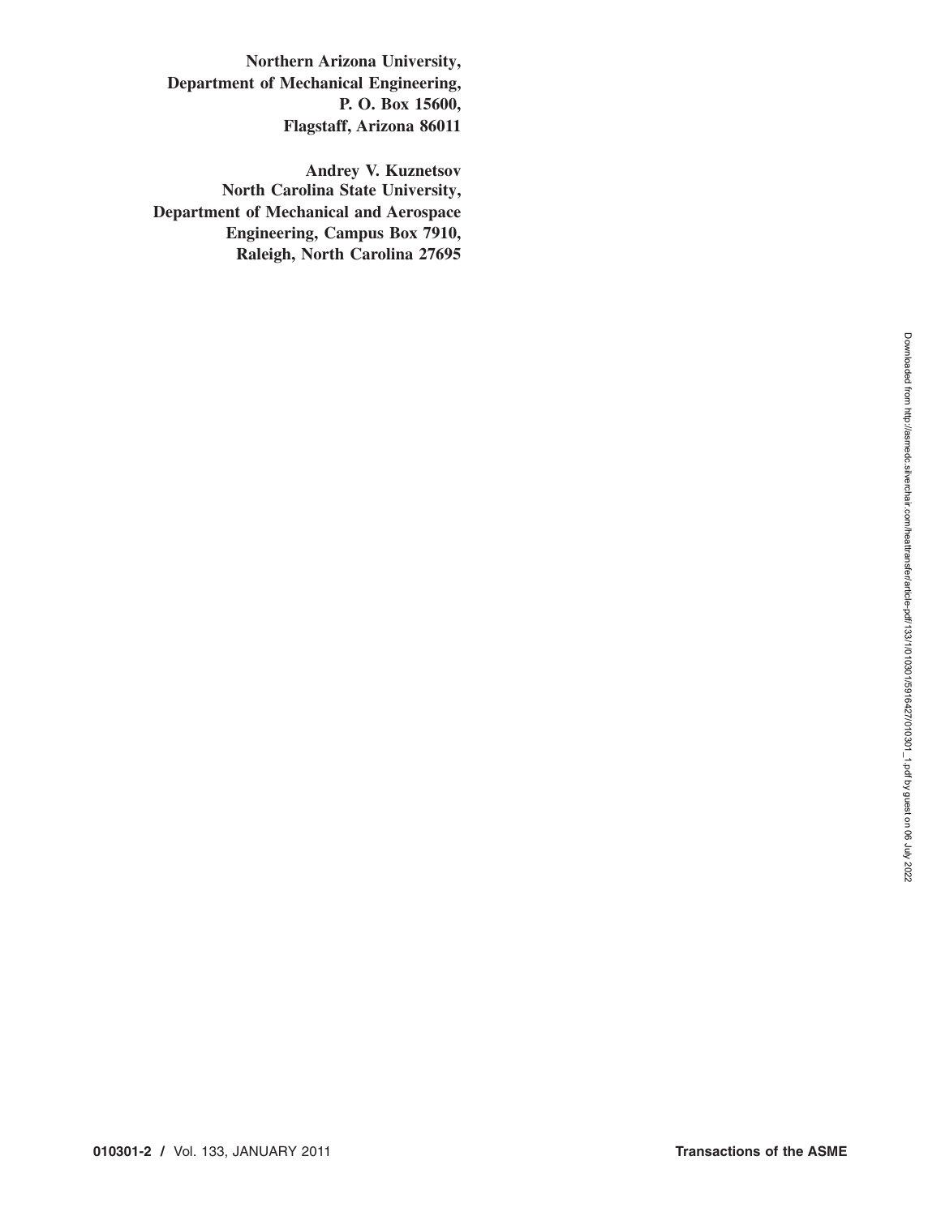**Northern Arizona University,**
**Department of Mechanical Engineering,**
**P. O. Box 15600,**
**Flagstaff, Arizona 86011**

**Andrey V. Kuznetsov**
**North Carolina State University,**
**Department of Mechanical and Aerospace Engineering, Campus Box 7910,**
**Raleigh, North Carolina 27695**